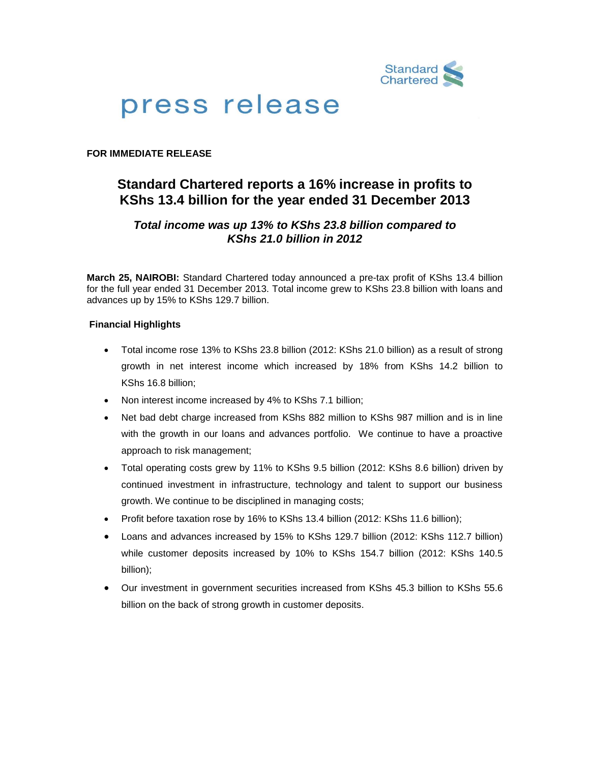Standard Chartered

# press release

**FOR IMMEDIATE RELEASE**

## Standard Chartered reports a 16% increase in profits to KShs 13.4 billion for the year ended 31 December 2013

### *Total income was up 13% to KShs 23.8 billion compared to KShs 21.0 billion in 2012*

**March 25, NAIROBI:** Standard Chartered today announced a pre-tax profit of KShs 13.4 billion for the full year ended 31 December 2013. Total income grew to KShs 23.8 billion with loans and advances up by 15% to KShs 129.7 billion.

**Financial Highlights**

- Total income rose 13% to KShs 23.8 billion (2012: KShs 21.0 billion) as a result of strong growth in net interest income which increased by 18% from KShs 14.2 billion to KShs 16.8 billion;
- Non interest income increased by 4% to KShs 7.1 billion;
- Net bad debt charge increased from KShs 882 million to KShs 987 million and is in line with the growth in our loans and advances portfolio. We continue to have a proactive approach to risk management;
- Total operating costs grew by 11% to KShs 9.5 billion (2012: KShs 8.6 billion) driven by continued investment in infrastructure, technology and talent to support our business growth. We continue to be disciplined in managing costs;
- Profit before taxation rose by 16% to KShs 13.4 billion (2012: KShs 11.6 billion);
- Loans and advances increased by 15% to KShs 129.7 billion (2012: KShs 112.7 billion) while customer deposits increased by 10% to KShs 154.7 billion (2012: KShs 140.5 billion);
- Our investment in government securities increased from KShs 45.3 billion to KShs 55.6 billion on the back of strong growth in customer deposits.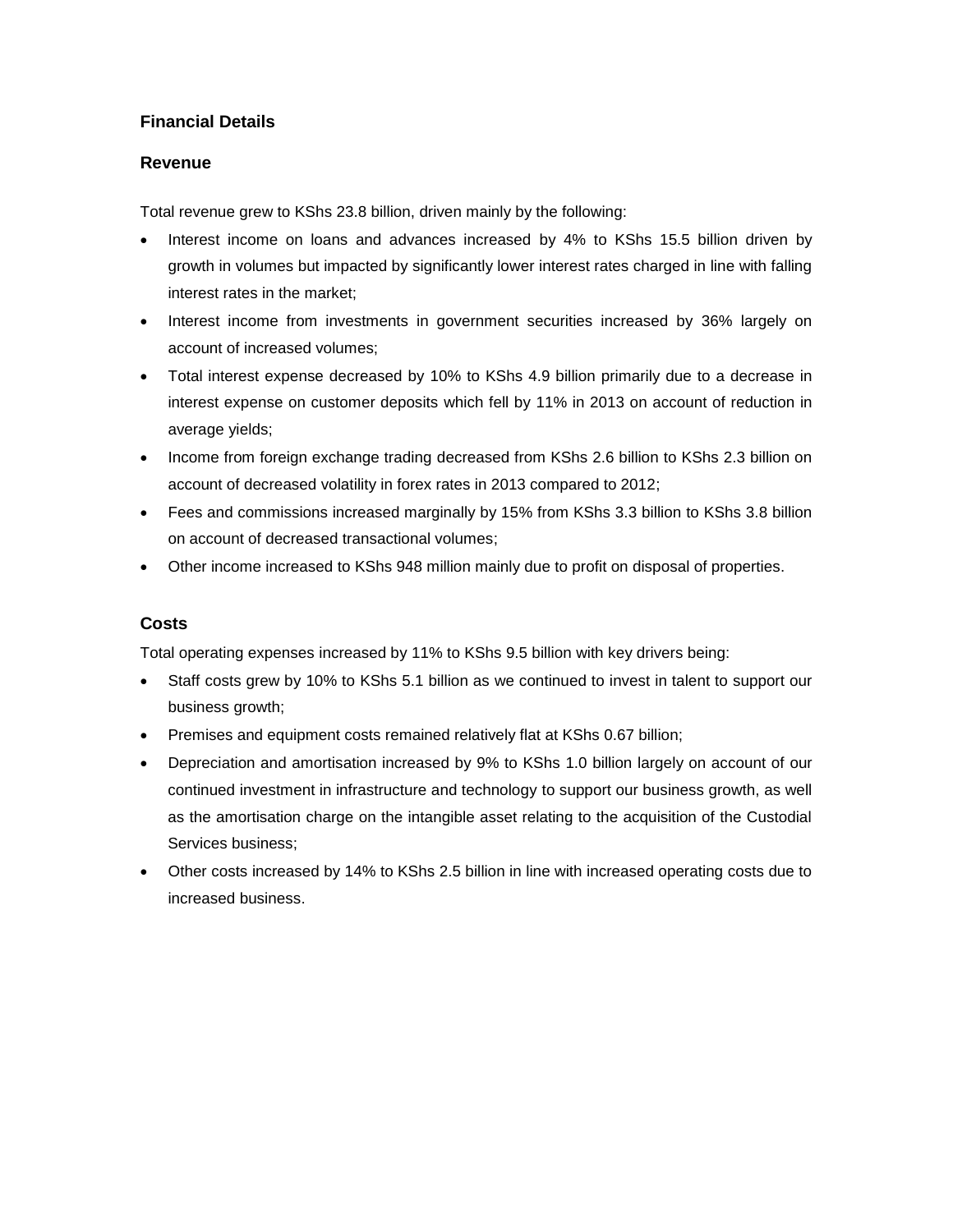## Financial Details

### Revenue

Total revenue grew to KShs 23.8 billion, driven mainly by the following:

- Interest income on loans and advances increased by 4% to KShs 15.5 billion driven by growth in volumes but impacted by significantly lower interest rates charged in line with falling interest rates in the market;
- Interest income from investments in government securities increased by 36% largely on account of increased volumes;
- Total interest expense decreased by 10% to KShs 4.9 billion primarily due to a decrease in interest expense on customer deposits which fell by 11% in 2013 on account of reduction in average yields;
- Income from foreign exchange trading decreased from KShs 2.6 billion to KShs 2.3 billion on account of decreased volatility in forex rates in 2013 compared to 2012;
- Fees and commissions increased marginally by 15% from KShs 3.3 billion to KShs 3.8 billion on account of decreased transactional volumes;
- Other income increased to KShs 948 million mainly due to profit on disposal of properties.

### Costs

Total operating expenses increased by 11% to KShs 9.5 billion with key drivers being:

- Staff costs grew by 10% to KShs 5.1 billion as we continued to invest in talent to support our business growth;
- Premises and equipment costs remained relatively flat at KShs 0.67 billion;
- Depreciation and amortisation increased by 9% to KShs 1.0 billion largely on account of our continued investment in infrastructure and technology to support our business growth, as well as the amortisation charge on the intangible asset relating to the acquisition of the Custodial Services business;
- Other costs increased by 14% to KShs 2.5 billion in line with increased operating costs due to increased business.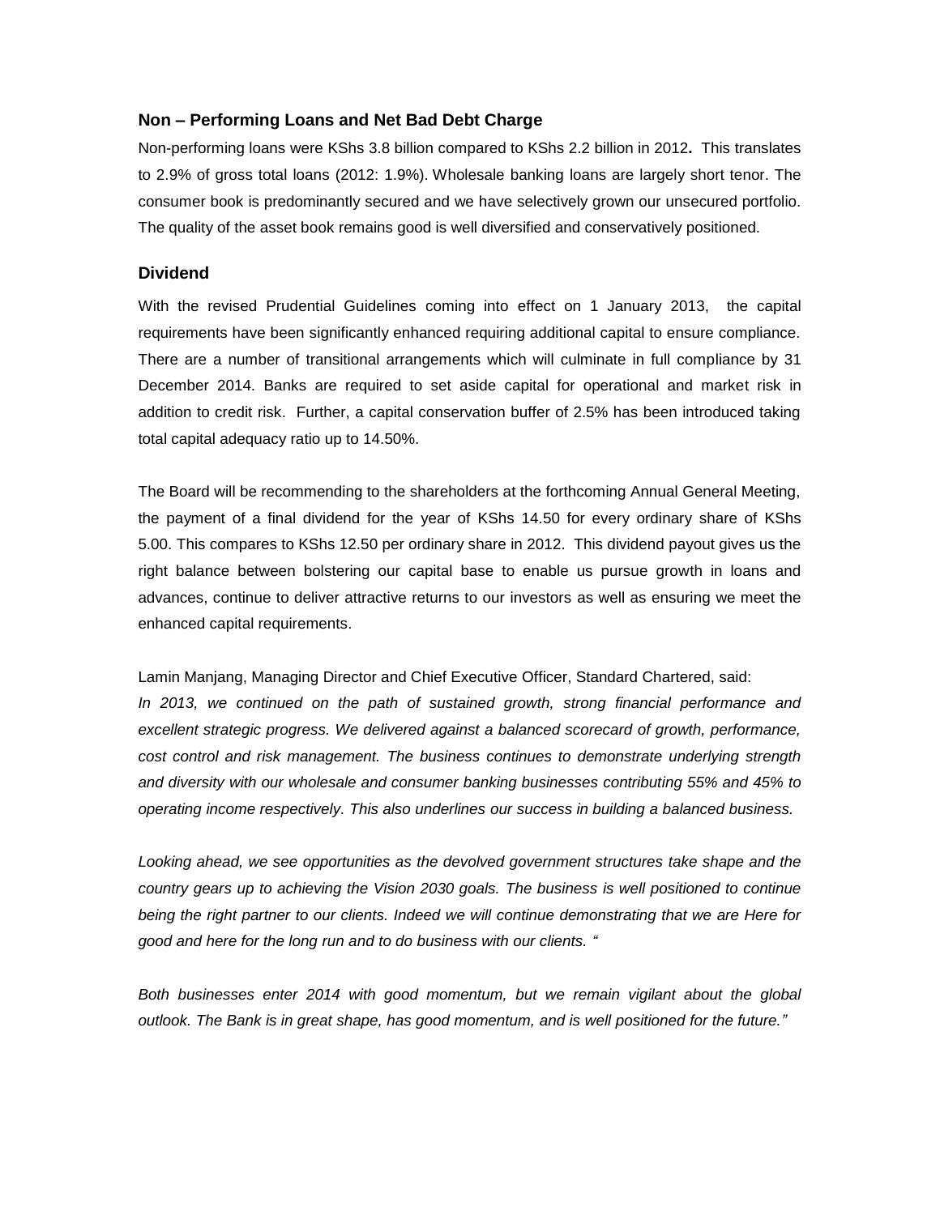### Non – Performing Loans and Net Bad Debt Charge

Non-performing loans were KShs 3.8 billion compared to KShs 2.2 billion in 2012**.** This translates to 2.9% of gross total loans (2012: 1.9%). Wholesale banking loans are largely short tenor. The consumer book is predominantly secured and we have selectively grown our unsecured portfolio. The quality of the asset book remains good is well diversified and conservatively positioned.

### Dividend

With the revised Prudential Guidelines coming into effect on 1 January 2013, the capital requirements have been significantly enhanced requiring additional capital to ensure compliance. There are a number of transitional arrangements which will culminate in full compliance by 31 December 2014. Banks are required to set aside capital for operational and market risk in addition to credit risk. Further, a capital conservation buffer of 2.5% has been introduced taking total capital adequacy ratio up to 14.50%.

The Board will be recommending to the shareholders at the forthcoming Annual General Meeting, the payment of a final dividend for the year of KShs 14.50 for every ordinary share of KShs 5.00. This compares to KShs 12.50 per ordinary share in 2012. This dividend payout gives us the right balance between bolstering our capital base to enable us pursue growth in loans and advances, continue to deliver attractive returns to our investors as well as ensuring we meet the enhanced capital requirements.

Lamin Manjang, Managing Director and Chief Executive Officer, Standard Chartered, said:
*In 2013, we continued on the path of sustained growth, strong financial performance and excellent strategic progress. We delivered against a balanced scorecard of growth, performance, cost control and risk management. The business continues to demonstrate underlying strength and diversity with our wholesale and consumer banking businesses contributing 55% and 45% to operating income respectively. This also underlines our success in building a balanced business.*

*Looking ahead, we see opportunities as the devolved government structures take shape and the country gears up to achieving the Vision 2030 goals. The business is well positioned to continue being the right partner to our clients. Indeed we will continue demonstrating that we are Here for good and here for the long run and to do business with our clients. "*

*Both businesses enter 2014 with good momentum, but we remain vigilant about the global outlook. The Bank is in great shape, has good momentum, and is well positioned for the future."*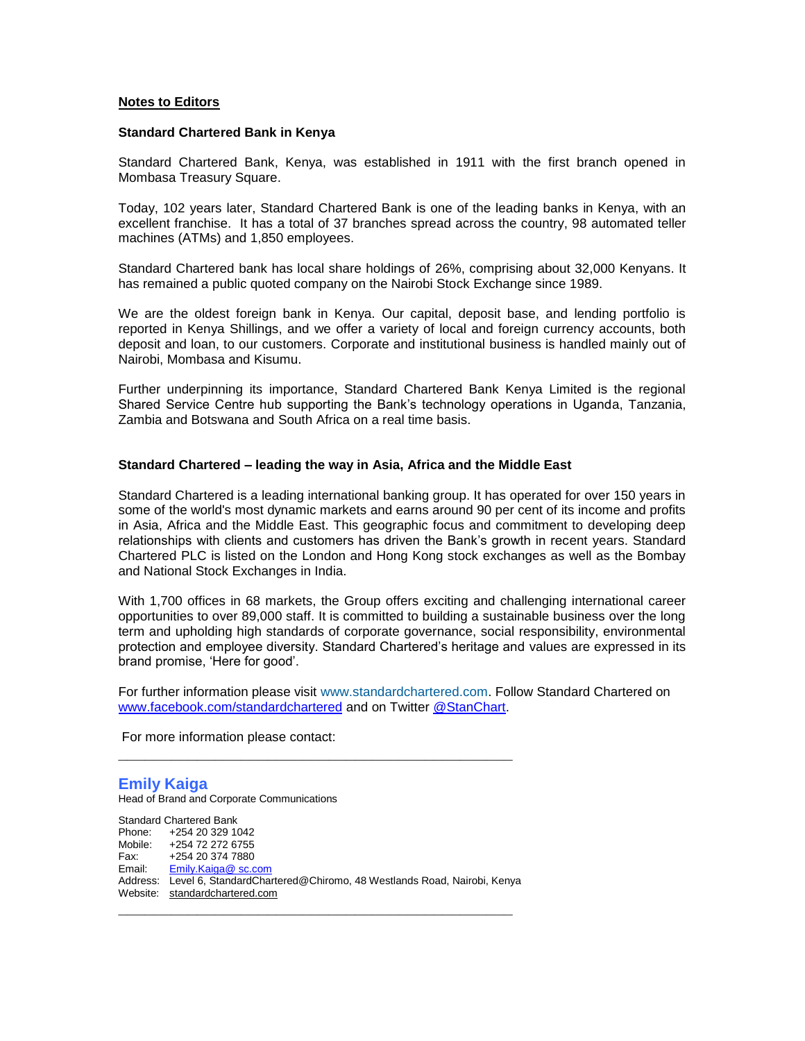## Notes to Editors

### Standard Chartered Bank in Kenya

Standard Chartered Bank, Kenya, was established in 1911 with the first branch opened in Mombasa Treasury Square.

Today, 102 years later, Standard Chartered Bank is one of the leading banks in Kenya, with an excellent franchise. It has a total of 37 branches spread across the country, 98 automated teller machines (ATMs) and 1,850 employees.

Standard Chartered bank has local share holdings of 26%, comprising about 32,000 Kenyans. It has remained a public quoted company on the Nairobi Stock Exchange since 1989.

We are the oldest foreign bank in Kenya. Our capital, deposit base, and lending portfolio is reported in Kenya Shillings, and we offer a variety of local and foreign currency accounts, both deposit and loan, to our customers. Corporate and institutional business is handled mainly out of Nairobi, Mombasa and Kisumu.

Further underpinning its importance, Standard Chartered Bank Kenya Limited is the regional Shared Service Centre hub supporting the Bank's technology operations in Uganda, Tanzania, Zambia and Botswana and South Africa on a real time basis.

### Standard Chartered – leading the way in Asia, Africa and the Middle East

Standard Chartered is a leading international banking group. It has operated for over 150 years in some of the world's most dynamic markets and earns around 90 per cent of its income and profits in Asia, Africa and the Middle East. This geographic focus and commitment to developing deep relationships with clients and customers has driven the Bank's growth in recent years. Standard Chartered PLC is listed on the London and Hong Kong stock exchanges as well as the Bombay and National Stock Exchanges in India.

With 1,700 offices in 68 markets, the Group offers exciting and challenging international career opportunities to over 89,000 staff. It is committed to building a sustainable business over the long term and upholding high standards of corporate governance, social responsibility, environmental protection and employee diversity. Standard Chartered's heritage and values are expressed in its brand promise, 'Here for good'.

For further information please visit www.standardchartered.com. Follow Standard Chartered on www.facebook.com/standardchartered and on Twitter @StanChart.

For more information please contact:

---

**Emily Kaiga**
Head of Brand and Corporate Communications

Standard Chartered Bank
Phone: +254 20 329 1042
Mobile: +254 72 272 6755
Fax: +254 20 374 7880
Email: Emily.Kaiga@ sc.com
Address: Level 6, StandardChartered@Chiromo, 48 Westlands Road, Nairobi, Kenya
Website: standardchartered.com

---